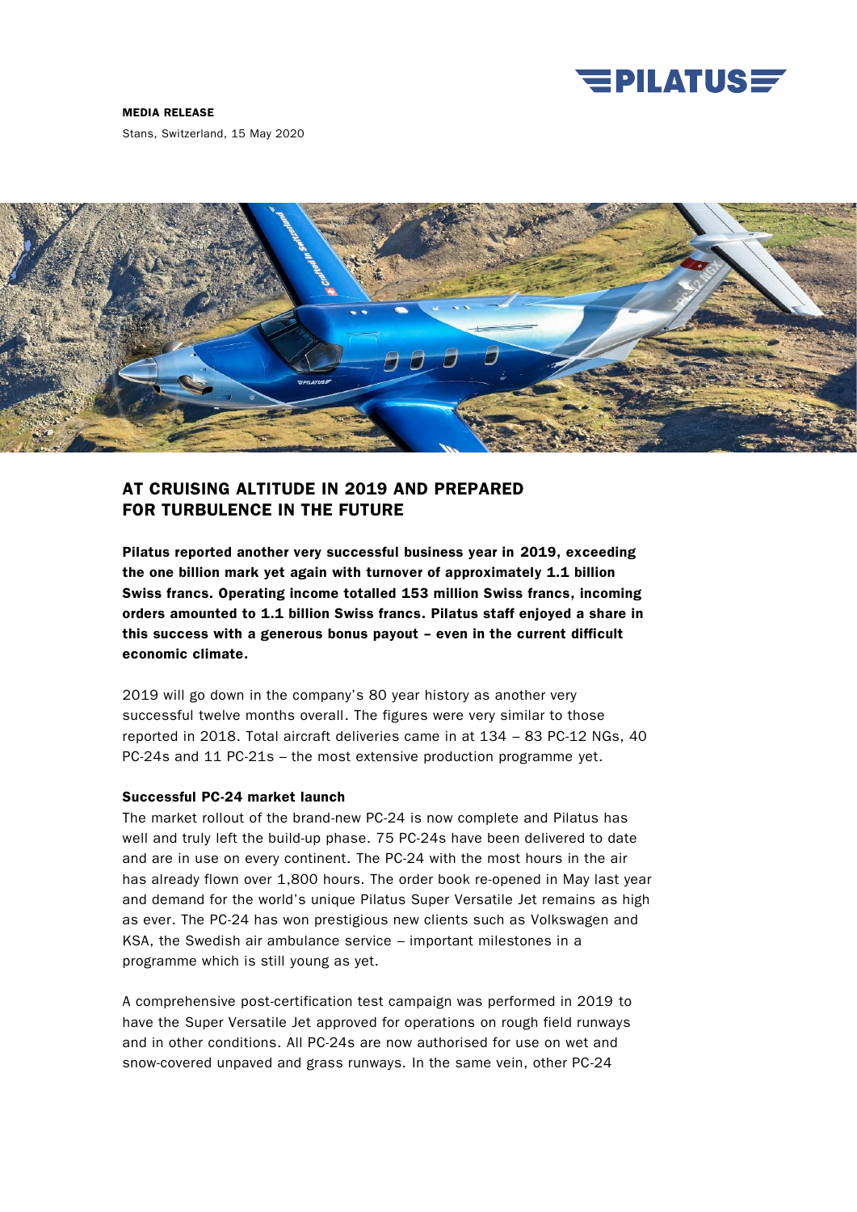**MEDIA RELEASE**

Stans, Switzerland, 15 May 2020

# AT CRUISING ALTITUDE IN 2019 AND PREPARED FOR TURBULENCE IN THE FUTURE

**Pilatus reported another very successful business year in 2019, exceeding the one billion mark yet again with turnover of approximately 1.1 billion Swiss francs. Operating income totalled 153 million Swiss francs, incoming orders amounted to 1.1 billion Swiss francs. Pilatus staff enjoyed a share in this success with a generous bonus payout – even in the current difficult economic climate.**

2019 will go down in the company's 80 year history as another very successful twelve months overall. The figures were very similar to those reported in 2018. Total aircraft deliveries came in at 134 – 83 PC-12 NGs, 40 PC-24s and 11 PC-21s – the most extensive production programme yet.

### Successful PC-24 market launch

The market rollout of the brand-new PC-24 is now complete and Pilatus has well and truly left the build-up phase. 75 PC-24s have been delivered to date and are in use on every continent. The PC-24 with the most hours in the air has already flown over 1,800 hours. The order book re-opened in May last year and demand for the world's unique Pilatus Super Versatile Jet remains as high as ever. The PC-24 has won prestigious new clients such as Volkswagen and KSA, the Swedish air ambulance service – important milestones in a programme which is still young as yet.

A comprehensive post-certification test campaign was performed in 2019 to have the Super Versatile Jet approved for operations on rough field runways and in other conditions. All PC-24s are now authorised for use on wet and snow-covered unpaved and grass runways. In the same vein, other PC-24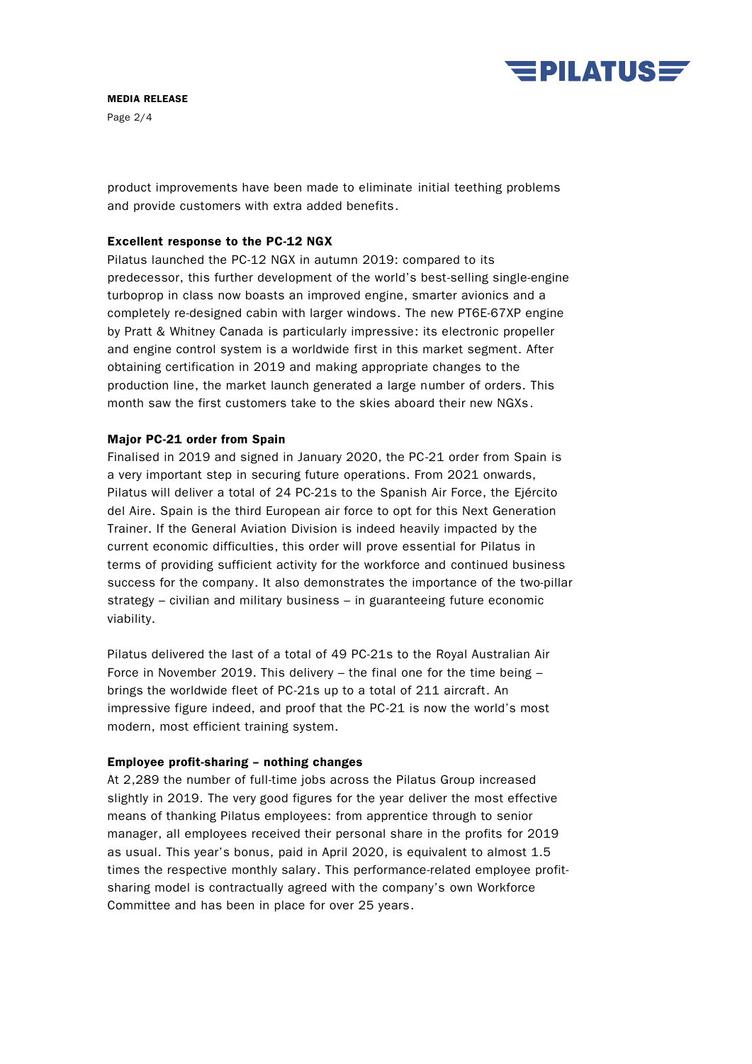product improvements have been made to eliminate initial teething problems and provide customers with extra added benefits.

**Excellent response to the PC-12 NGX**

Pilatus launched the PC-12 NGX in autumn 2019: compared to its predecessor, this further development of the world's best-selling single-engine turboprop in class now boasts an improved engine, smarter avionics and a completely re-designed cabin with larger windows. The new PT6E-67XP engine by Pratt & Whitney Canada is particularly impressive: its electronic propeller and engine control system is a worldwide first in this market segment. After obtaining certification in 2019 and making appropriate changes to the production line, the market launch generated a large number of orders. This month saw the first customers take to the skies aboard their new NGXs.

**Major PC-21 order from Spain**

Finalised in 2019 and signed in January 2020, the PC-21 order from Spain is a very important step in securing future operations. From 2021 onwards, Pilatus will deliver a total of 24 PC-21s to the Spanish Air Force, the Ejército del Aire. Spain is the third European air force to opt for this Next Generation Trainer. If the General Aviation Division is indeed heavily impacted by the current economic difficulties, this order will prove essential for Pilatus in terms of providing sufficient activity for the workforce and continued business success for the company. It also demonstrates the importance of the two-pillar strategy – civilian and military business – in guaranteeing future economic viability.

Pilatus delivered the last of a total of 49 PC-21s to the Royal Australian Air Force in November 2019. This delivery – the final one for the time being – brings the worldwide fleet of PC-21s up to a total of 211 aircraft. An impressive figure indeed, and proof that the PC-21 is now the world's most modern, most efficient training system.

**Employee profit-sharing – nothing changes**

At 2,289 the number of full-time jobs across the Pilatus Group increased slightly in 2019. The very good figures for the year deliver the most effective means of thanking Pilatus employees: from apprentice through to senior manager, all employees received their personal share in the profits for 2019 as usual. This year's bonus, paid in April 2020, is equivalent to almost 1.5 times the respective monthly salary. This performance-related employee profit-sharing model is contractually agreed with the company's own Workforce Committee and has been in place for over 25 years.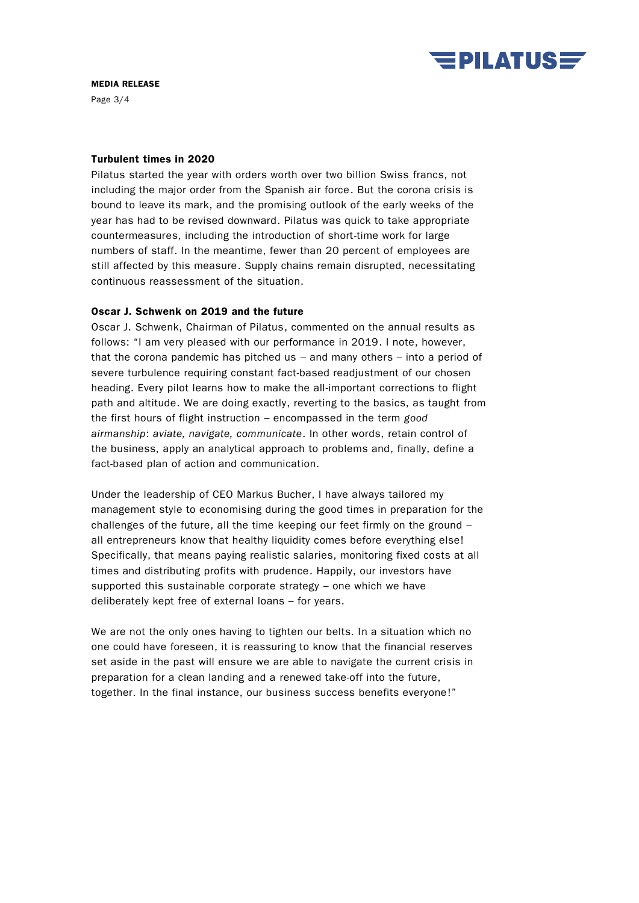## Turbulent times in 2020

Pilatus started the year with orders worth over two billion Swiss francs, not including the major order from the Spanish air force. But the corona crisis is bound to leave its mark, and the promising outlook of the early weeks of the year has had to be revised downward. Pilatus was quick to take appropriate countermeasures, including the introduction of short-time work for large numbers of staff. In the meantime, fewer than 20 percent of employees are still affected by this measure. Supply chains remain disrupted, necessitating continuous reassessment of the situation.

## Oscar J. Schwenk on 2019 and the future

Oscar J. Schwenk, Chairman of Pilatus, commented on the annual results as follows: "I am very pleased with our performance in 2019. I note, however, that the corona pandemic has pitched us – and many others – into a period of severe turbulence requiring constant fact-based readjustment of our chosen heading. Every pilot learns how to make the all-important corrections to flight path and altitude. We are doing exactly, reverting to the basics, as taught from the first hours of flight instruction – encompassed in the term *good airmanship*: *aviate, navigate, communicate*. In other words, retain control of the business, apply an analytical approach to problems and, finally, define a fact-based plan of action and communication.

Under the leadership of CEO Markus Bucher, I have always tailored my management style to economising during the good times in preparation for the challenges of the future, all the time keeping our feet firmly on the ground – all entrepreneurs know that healthy liquidity comes before everything else! Specifically, that means paying realistic salaries, monitoring fixed costs at all times and distributing profits with prudence. Happily, our investors have supported this sustainable corporate strategy – one which we have deliberately kept free of external loans – for years.

We are not the only ones having to tighten our belts. In a situation which no one could have foreseen, it is reassuring to know that the financial reserves set aside in the past will ensure we are able to navigate the current crisis in preparation for a clean landing and a renewed take-off into the future, together. In the final instance, our business success benefits everyone!"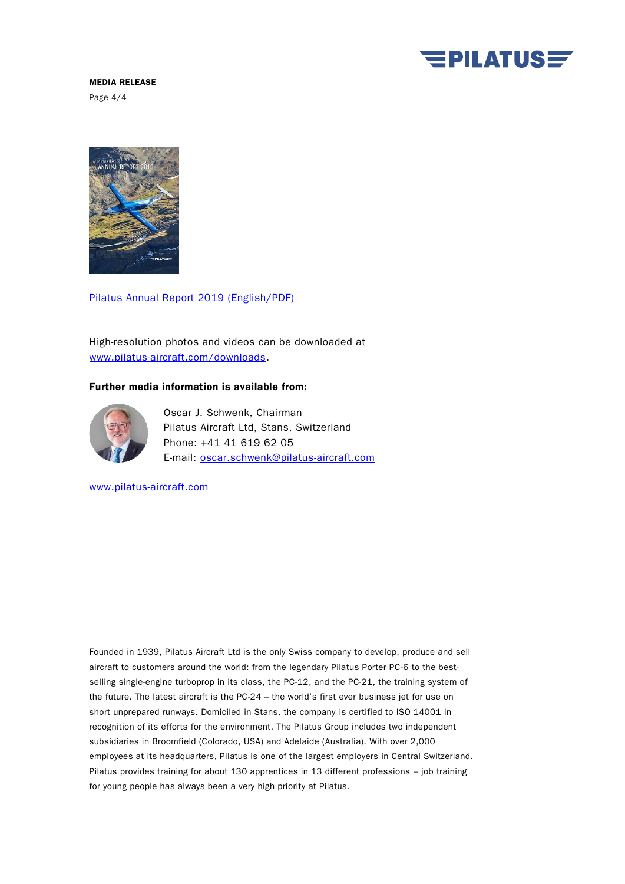Pilatus Annual Report 2019 (English/PDF)

High-resolution photos and videos can be downloaded at www.pilatus-aircraft.com/downloads.

**Further media information is available from:**

Oscar J. Schwenk, Chairman
Pilatus Aircraft Ltd, Stans, Switzerland
Phone: +41 41 619 62 05
E-mail: oscar.schwenk@pilatus-aircraft.com

www.pilatus-aircraft.com

Founded in 1939, Pilatus Aircraft Ltd is the only Swiss company to develop, produce and sell aircraft to customers around the world: from the legendary Pilatus Porter PC-6 to the best-selling single-engine turboprop in its class, the PC-12, and the PC-21, the training system of the future. The latest aircraft is the PC-24 – the world's first ever business jet for use on short unprepared runways. Domiciled in Stans, the company is certified to ISO 14001 in recognition of its efforts for the environment. The Pilatus Group includes two independent subsidiaries in Broomfield (Colorado, USA) and Adelaide (Australia). With over 2,000 employees at its headquarters, Pilatus is one of the largest employers in Central Switzerland. Pilatus provides training for about 130 apprentices in 13 different professions – job training for young people has always been a very high priority at Pilatus.